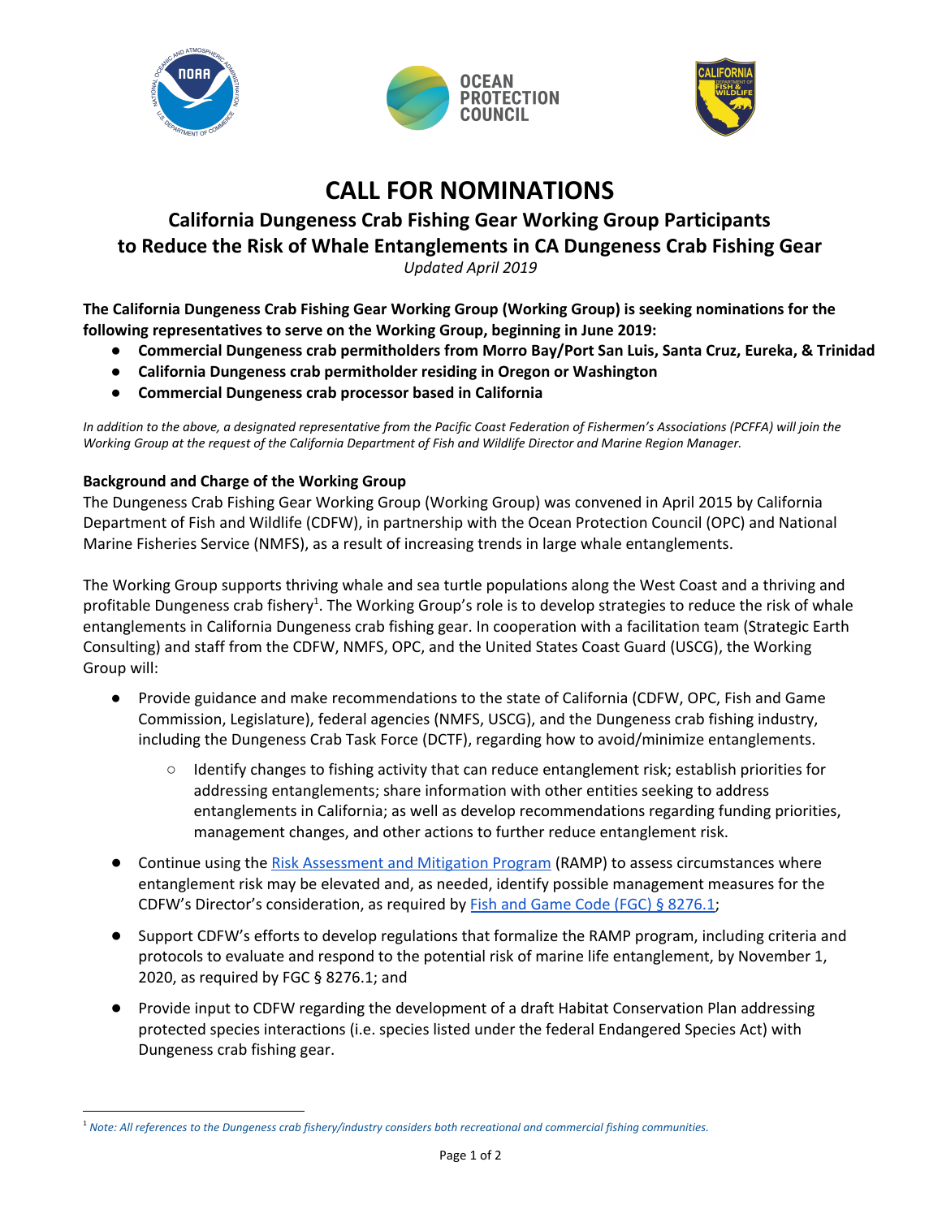# CALL FOR NOMINATIONS

## California Dungeness Crab Fishing Gear Working Group Participants to Reduce the Risk of Whale Entanglements in CA Dungeness Crab Fishing Gear

*Updated April 2019*

**The California Dungeness Crab Fishing Gear Working Group (Working Group) is seeking nominations for the following representatives to serve on the Working Group, beginning in June 2019:**

- **Commercial Dungeness crab permitholders from Morro Bay/Port San Luis, Santa Cruz, Eureka, & Trinidad**
- **California Dungeness crab permitholder residing in Oregon or Washington**
- **Commercial Dungeness crab processor based in California**

*In addition to the above, a designated representative from the Pacific Coast Federation of Fishermen's Associations (PCFFA) will join the Working Group at the request of the California Department of Fish and Wildlife Director and Marine Region Manager.*

### Background and Charge of the Working Group

The Dungeness Crab Fishing Gear Working Group (Working Group) was convened in April 2015 by California Department of Fish and Wildlife (CDFW), in partnership with the Ocean Protection Council (OPC) and National Marine Fisheries Service (NMFS), as a result of increasing trends in large whale entanglements.

The Working Group supports thriving whale and sea turtle populations along the West Coast and a thriving and profitable Dungeness crab fishery[1]. The Working Group's role is to develop strategies to reduce the risk of whale entanglements in California Dungeness crab fishing gear. In cooperation with a facilitation team (Strategic Earth Consulting) and staff from the CDFW, NMFS, OPC, and the United States Coast Guard (USCG), the Working Group will:

- Provide guidance and make recommendations to the state of California (CDFW, OPC, Fish and Game Commission, Legislature), federal agencies (NMFS, USCG), and the Dungeness crab fishing industry, including the Dungeness Crab Task Force (DCTF), regarding how to avoid/minimize entanglements.
  - Identify changes to fishing activity that can reduce entanglement risk; establish priorities for addressing entanglements; share information with other entities seeking to address entanglements in California; as well as develop recommendations regarding funding priorities, management changes, and other actions to further reduce entanglement risk.
- Continue using the Risk Assessment and Mitigation Program (RAMP) to assess circumstances where entanglement risk may be elevated and, as needed, identify possible management measures for the CDFW's Director's consideration, as required by Fish and Game Code (FGC) § 8276.1;
- Support CDFW's efforts to develop regulations that formalize the RAMP program, including criteria and protocols to evaluate and respond to the potential risk of marine life entanglement, by November 1, 2020, as required by FGC § 8276.1; and
- Provide input to CDFW regarding the development of a draft Habitat Conservation Plan addressing protected species interactions (i.e. species listed under the federal Endangered Species Act) with Dungeness crab fishing gear.

---

[1] *Note: All references to the Dungeness crab fishery/industry considers both recreational and commercial fishing communities.*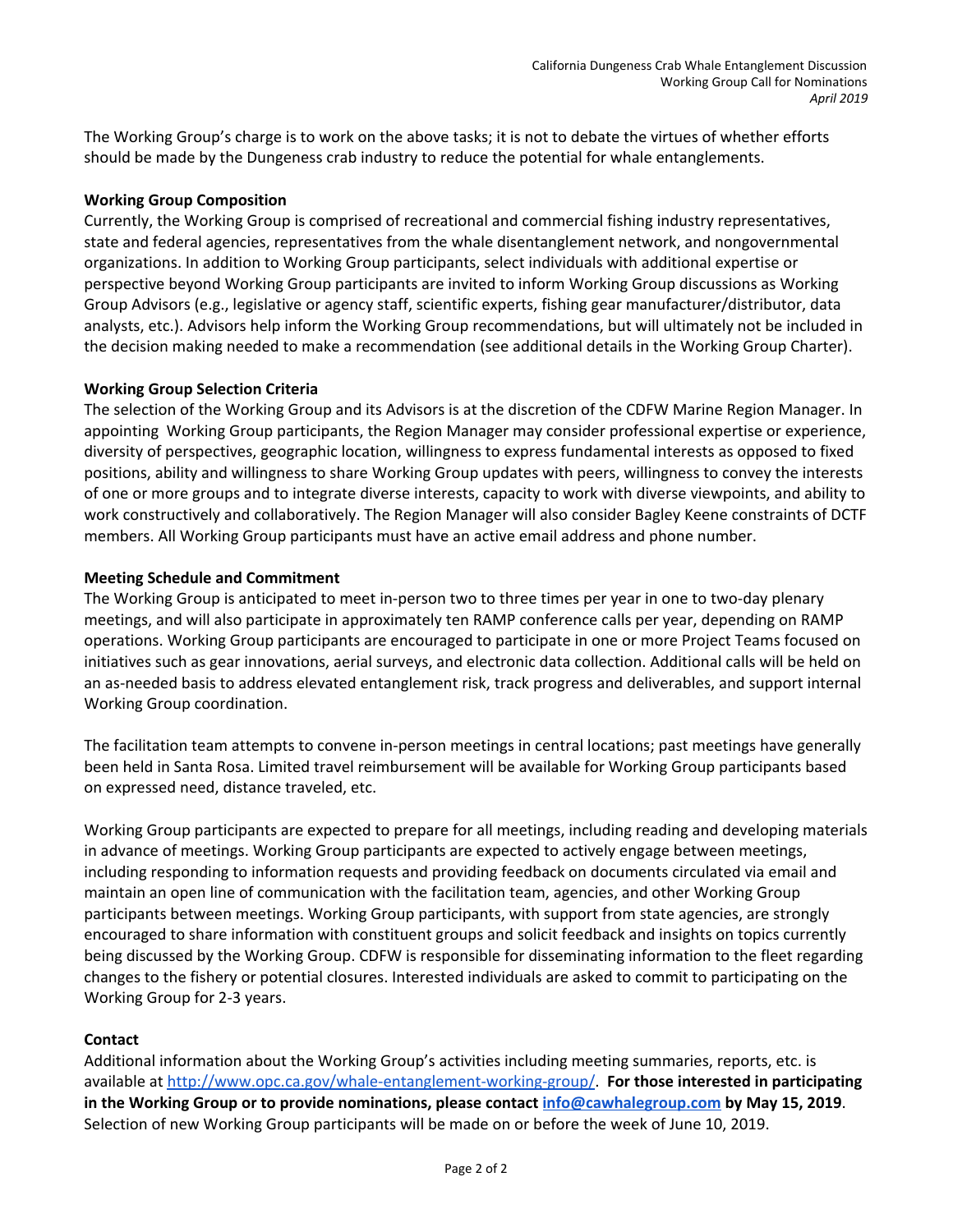The Working Group's charge is to work on the above tasks; it is not to debate the virtues of whether efforts should be made by the Dungeness crab industry to reduce the potential for whale entanglements.

**Working Group Composition**

Currently, the Working Group is comprised of recreational and commercial fishing industry representatives, state and federal agencies, representatives from the whale disentanglement network, and nongovernmental organizations. In addition to Working Group participants, select individuals with additional expertise or perspective beyond Working Group participants are invited to inform Working Group discussions as Working Group Advisors (e.g., legislative or agency staff, scientific experts, fishing gear manufacturer/distributor, data analysts, etc.). Advisors help inform the Working Group recommendations, but will ultimately not be included in the decision making needed to make a recommendation (see additional details in the Working Group Charter).

**Working Group Selection Criteria**

The selection of the Working Group and its Advisors is at the discretion of the CDFW Marine Region Manager. In appointing Working Group participants, the Region Manager may consider professional expertise or experience, diversity of perspectives, geographic location, willingness to express fundamental interests as opposed to fixed positions, ability and willingness to share Working Group updates with peers, willingness to convey the interests of one or more groups and to integrate diverse interests, capacity to work with diverse viewpoints, and ability to work constructively and collaboratively. The Region Manager will also consider Bagley Keene constraints of DCTF members. All Working Group participants must have an active email address and phone number.

**Meeting Schedule and Commitment**

The Working Group is anticipated to meet in-person two to three times per year in one to two-day plenary meetings, and will also participate in approximately ten RAMP conference calls per year, depending on RAMP operations. Working Group participants are encouraged to participate in one or more Project Teams focused on initiatives such as gear innovations, aerial surveys, and electronic data collection. Additional calls will be held on an as-needed basis to address elevated entanglement risk, track progress and deliverables, and support internal Working Group coordination.

The facilitation team attempts to convene in-person meetings in central locations; past meetings have generally been held in Santa Rosa. Limited travel reimbursement will be available for Working Group participants based on expressed need, distance traveled, etc.

Working Group participants are expected to prepare for all meetings, including reading and developing materials in advance of meetings. Working Group participants are expected to actively engage between meetings, including responding to information requests and providing feedback on documents circulated via email and maintain an open line of communication with the facilitation team, agencies, and other Working Group participants between meetings. Working Group participants, with support from state agencies, are strongly encouraged to share information with constituent groups and solicit feedback and insights on topics currently being discussed by the Working Group. CDFW is responsible for disseminating information to the fleet regarding changes to the fishery or potential closures. Interested individuals are asked to commit to participating on the Working Group for 2-3 years.

**Contact**

Additional information about the Working Group's activities including meeting summaries, reports, etc. is available at [http://www.opc.ca.gov/whale-entanglement-working-group/](http://www.opc.ca.gov/whale-entanglement-working-group/). **For those interested in participating in the Working Group or to provide nominations, please contact [info@cawhalegroup.com](mailto:info@cawhalegroup.com) by May 15, 2019**. Selection of new Working Group participants will be made on or before the week of June 10, 2019.